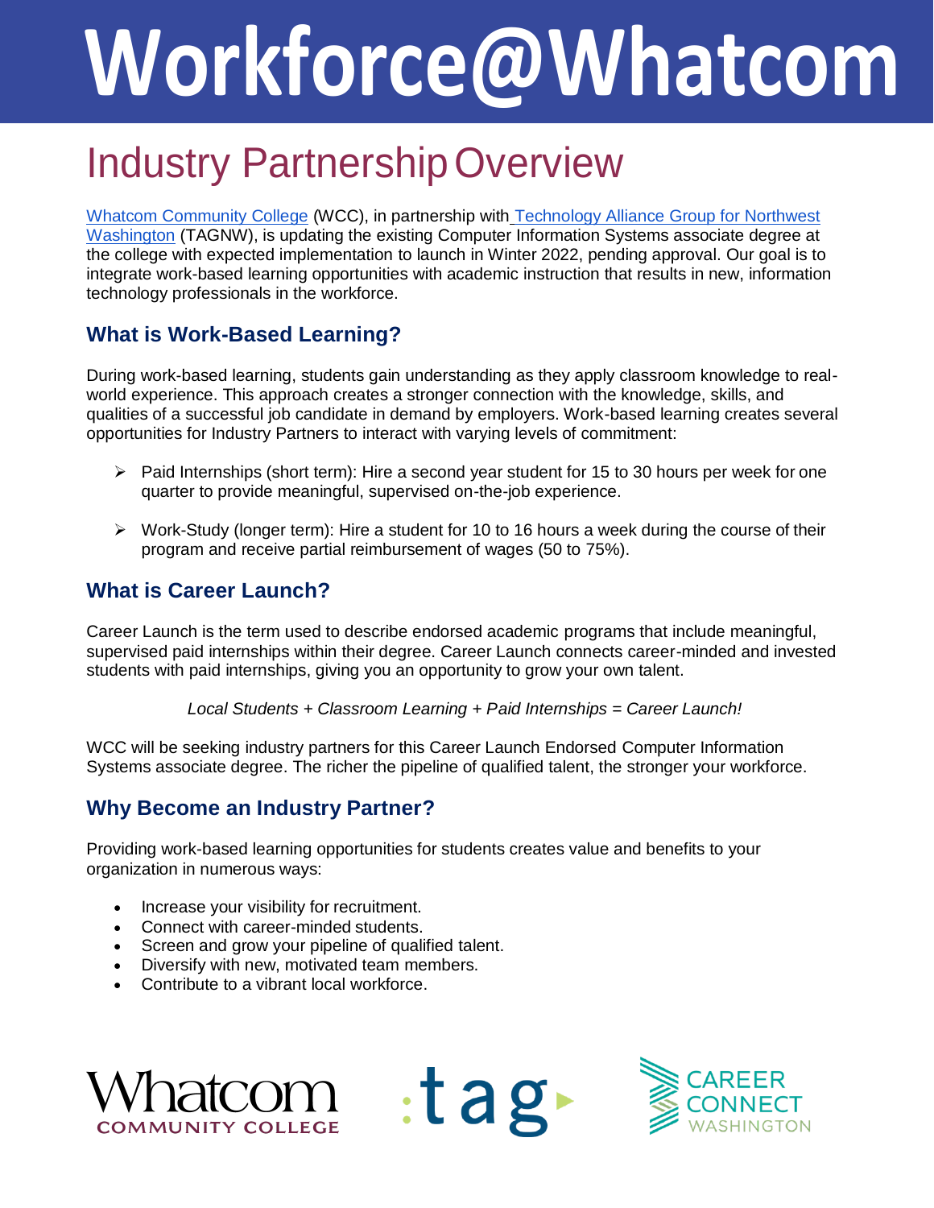# Workforce@Whatcom

## Industry Partnership Overview

Whatcom Community College (WCC), in partnership with Technology Alliance Group for Northwest Washington (TAGNW), is updating the existing Computer Information Systems associate degree at the college with expected implementation to launch in Winter 2022, pending approval. Our goal is to integrate work-based learning opportunities with academic instruction that results in new, information technology professionals in the workforce.

### What is Work-Based Learning?

During work-based learning, students gain understanding as they apply classroom knowledge to real-world experience. This approach creates a stronger connection with the knowledge, skills, and qualities of a successful job candidate in demand by employers. Work-based learning creates several opportunities for Industry Partners to interact with varying levels of commitment:

- Paid Internships (short term): Hire a second year student for 15 to 30 hours per week for one quarter to provide meaningful, supervised on-the-job experience.
- Work-Study (longer term): Hire a student for 10 to 16 hours a week during the course of their program and receive partial reimbursement of wages (50 to 75%).

### What is Career Launch?

Career Launch is the term used to describe endorsed academic programs that include meaningful, supervised paid internships within their degree. Career Launch connects career-minded and invested students with paid internships, giving you an opportunity to grow your own talent.

*Local Students + Classroom Learning + Paid Internships = Career Launch!*

WCC will be seeking industry partners for this Career Launch Endorsed Computer Information Systems associate degree. The richer the pipeline of qualified talent, the stronger your workforce.

### Why Become an Industry Partner?

Providing work-based learning opportunities for students creates value and benefits to your organization in numerous ways:

- Increase your visibility for recruitment.
- Connect with career-minded students.
- Screen and grow your pipeline of qualified talent.
- Diversify with new, motivated team members.
- Contribute to a vibrant local workforce.

Whatcom COMMUNITY COLLEGE | :tag | CAREER CONNECT WASHINGTON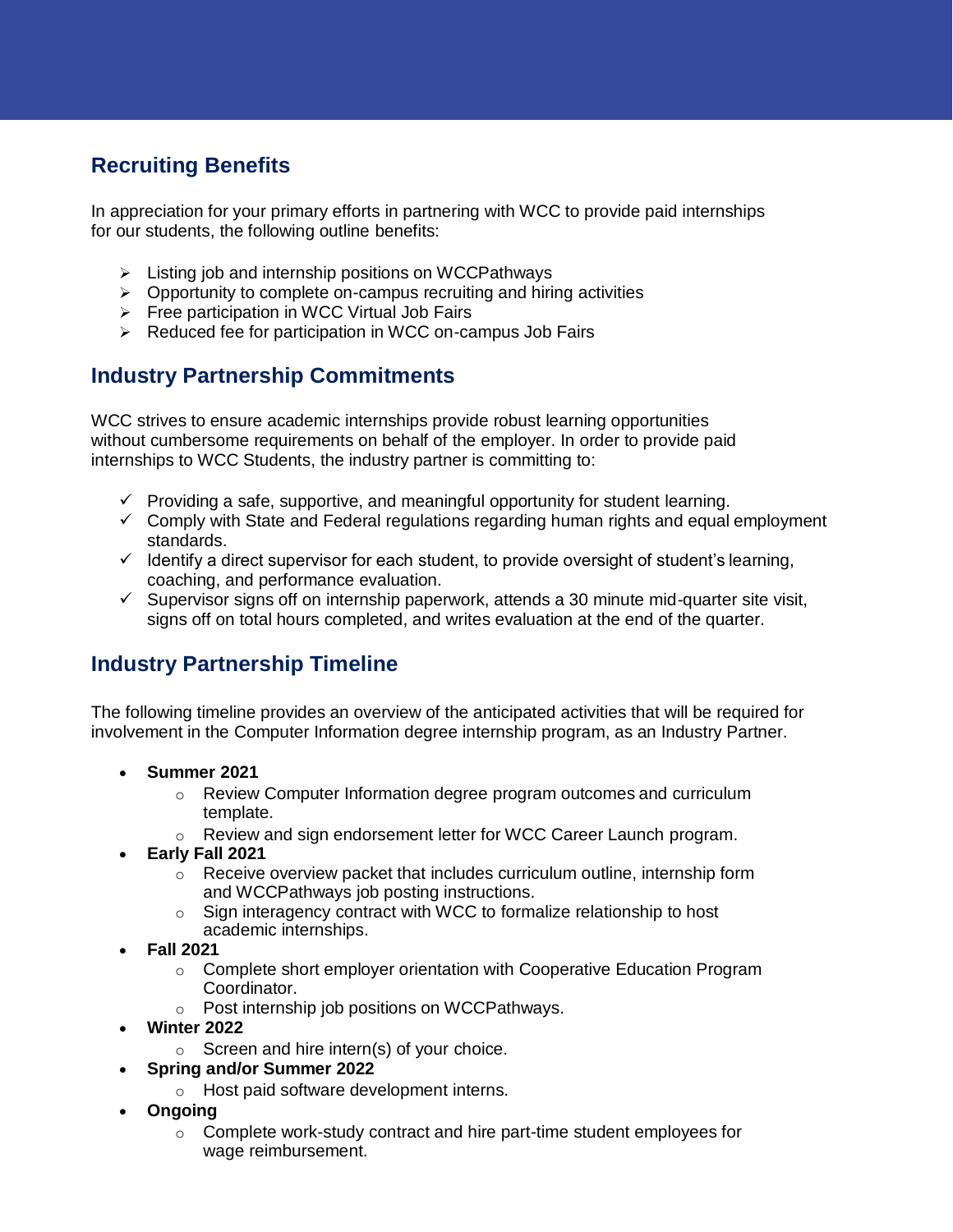## Recruiting Benefits

In appreciation for your primary efforts in partnering with WCC to provide paid internships for our students, the following outline benefits:

- Listing job and internship positions on WCCPathways
- Opportunity to complete on-campus recruiting and hiring activities
- Free participation in WCC Virtual Job Fairs
- Reduced fee for participation in WCC on-campus Job Fairs

## Industry Partnership Commitments

WCC strives to ensure academic internships provide robust learning opportunities without cumbersome requirements on behalf of the employer. In order to provide paid internships to WCC Students, the industry partner is committing to:

- ✓ Providing a safe, supportive, and meaningful opportunity for student learning.
- ✓ Comply with State and Federal regulations regarding human rights and equal employment standards.
- ✓ Identify a direct supervisor for each student, to provide oversight of student's learning, coaching, and performance evaluation.
- ✓ Supervisor signs off on internship paperwork, attends a 30 minute mid-quarter site visit, signs off on total hours completed, and writes evaluation at the end of the quarter.

## Industry Partnership Timeline

The following timeline provides an overview of the anticipated activities that will be required for involvement in the Computer Information degree internship program, as an Industry Partner.

- **Summer 2021**
  - Review Computer Information degree program outcomes and curriculum template.
  - Review and sign endorsement letter for WCC Career Launch program.
- **Early Fall 2021**
  - Receive overview packet that includes curriculum outline, internship form and WCCPathways job posting instructions.
  - Sign interagency contract with WCC to formalize relationship to host academic internships.
- **Fall 2021**
  - Complete short employer orientation with Cooperative Education Program Coordinator.
  - Post internship job positions on WCCPathways.
- **Winter 2022**
  - Screen and hire intern(s) of your choice.
- **Spring and/or Summer 2022**
  - Host paid software development interns.
- **Ongoing**
  - Complete work-study contract and hire part-time student employees for wage reimbursement.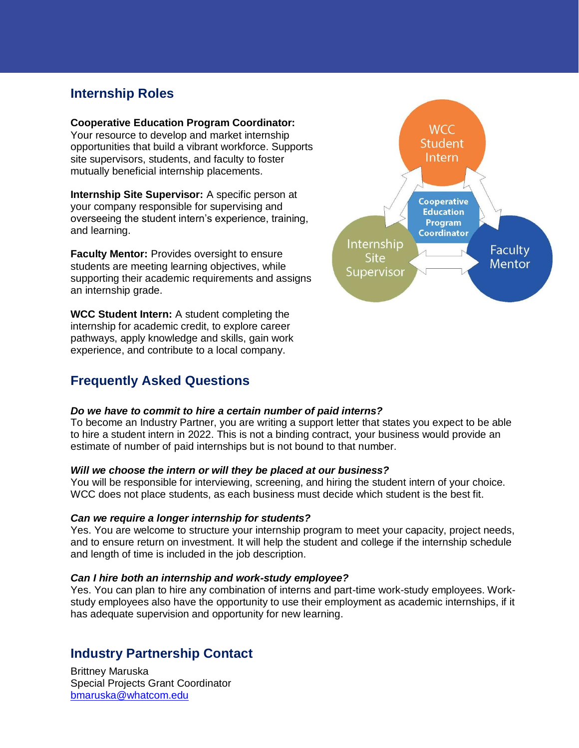## Internship Roles

**Cooperative Education Program Coordinator:** Your resource to develop and market internship opportunities that build a vibrant workforce. Supports site supervisors, students, and faculty to foster mutually beneficial internship placements.

**Internship Site Supervisor:** A specific person at your company responsible for supervising and overseeing the student intern's experience, training, and learning.

**Faculty Mentor:** Provides oversight to ensure students are meeting learning objectives, while supporting their academic requirements and assigns an internship grade.

**WCC Student Intern:** A student completing the internship for academic credit, to explore career pathways, apply knowledge and skills, gain work experience, and contribute to a local company.

WCC Student Intern

Cooperative Education Program Coordinator

Internship Site Supervisor

Faculty Mentor

## Frequently Asked Questions

***Do we have to commit to hire a certain number of paid interns?***
To become an Industry Partner, you are writing a support letter that states you expect to be able to hire a student intern in 2022. This is not a binding contract, your business would provide an estimate of number of paid internships but is not bound to that number.

***Will we choose the intern or will they be placed at our business?***
You will be responsible for interviewing, screening, and hiring the student intern of your choice. WCC does not place students, as each business must decide which student is the best fit.

***Can we require a longer internship for students?***
Yes. You are welcome to structure your internship program to meet your capacity, project needs, and to ensure return on investment. It will help the student and college if the internship schedule and length of time is included in the job description.

***Can I hire both an internship and work-study employee?***
Yes. You can plan to hire any combination of interns and part-time work-study employees. Work-study employees also have the opportunity to use their employment as academic internships, if it has adequate supervision and opportunity for new learning.

## Industry Partnership Contact

Brittney Maruska
Special Projects Grant Coordinator
bmaruska@whatcom.edu